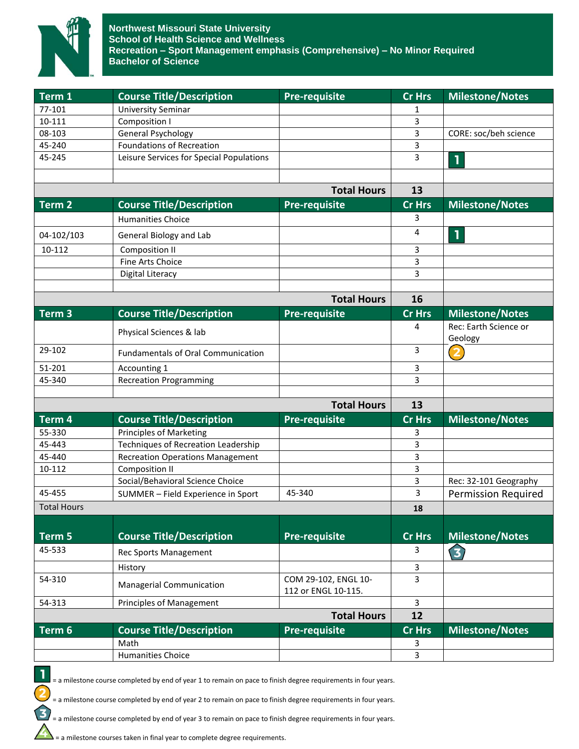**Northwest Missouri State University**
**School of Health Science and Wellness**
**Recreation – Sport Management emphasis (Comprehensive) – No Minor Required**
**Bachelor of Science**

| Term 1 | Course Title/Description | Pre-requisite | Cr Hrs | Milestone/Notes |
|---|---|---|---|---|
| 77-101 | University Seminar | | 1 | |
| 10-111 | Composition I | | 3 | |
| 08-103 | General Psychology | | 3 | CORE: soc/beh science |
| 45-240 | Foundations of Recreation | | 3 | |
| 45-245 | Leisure Services for Special Populations | | 3 | 1 |
| | | | | |
| | | **Total Hours** | **13** | |

| Term 2 | Course Title/Description | Pre-requisite | Cr Hrs | Milestone/Notes |
|---|---|---|---|---|
| | Humanities Choice | | 3 | |
| 04-102/103 | General Biology and Lab | | 4 | 1 |
| 10-112 | Composition II | | 3 | |
| | Fine Arts Choice | | 3 | |
| | Digital Literacy | | 3 | |
| | | | | |
| | | **Total Hours** | **16** | |

| Term 3 | Course Title/Description | Pre-requisite | Cr Hrs | Milestone/Notes |
|---|---|---|---|---|
| | Physical Sciences & lab | | 4 | Rec: Earth Science or Geology |
| 29-102 | Fundamentals of Oral Communication | | 3 | 2 |
| 51-201 | Accounting 1 | | 3 | |
| 45-340 | Recreation Programming | | 3 | |
| | | | | |
| | | **Total Hours** | **13** | |

| Term 4 | Course Title/Description | Pre-requisite | Cr Hrs | Milestone/Notes |
|---|---|---|---|---|
| 55-330 | Principles of Marketing | | 3 | |
| 45-443 | Techniques of Recreation Leadership | | 3 | |
| 45-440 | Recreation Operations Management | | 3 | |
| 10-112 | Composition II | | 3 | |
| | Social/Behavioral Science Choice | | 3 | Rec: 32-101 Geography |
| 45-455 | SUMMER – Field Experience in Sport | 45-340 | 3 | Permission Required |
| Total Hours | | | **18** | |

| Term 5 | Course Title/Description | Pre-requisite | Cr Hrs | Milestone/Notes |
|---|---|---|---|---|
| 45-533 | Rec Sports Management | | 3 | 3 |
| | History | | 3 | |
| 54-310 | Managerial Communication | COM 29-102, ENGL 10-112 or ENGL 10-115. | 3 | |
| 54-313 | Principles of Management | | 3 | |
| | | **Total Hours** | **12** | |

| Term 6 | Course Title/Description | Pre-requisite | Cr Hrs | Milestone/Notes |
|---|---|---|---|---|
| | Math | | 3 | |
| | Humanities Choice | | 3 | |

1 = a milestone course completed by end of year 1 to remain on pace to finish degree requirements in four years.

2 = a milestone course completed by end of year 2 to remain on pace to finish degree requirements in four years.

3 = a milestone course completed by end of year 3 to remain on pace to finish degree requirements in four years.

4 = a milestone courses taken in final year to complete degree requirements.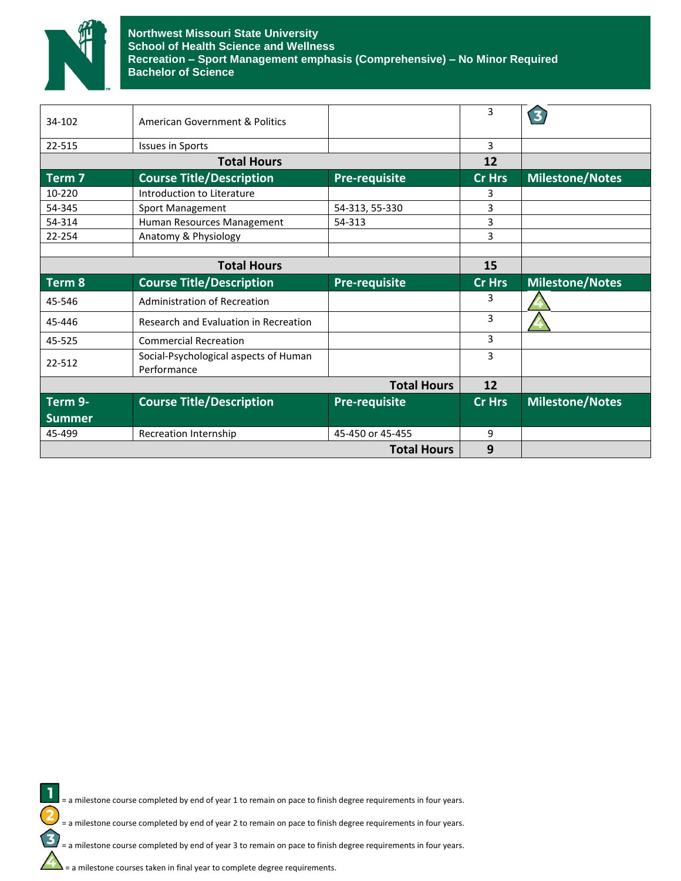**Northwest Missouri State University**
**School of Health Science and Wellness**
**Recreation – Sport Management emphasis (Comprehensive) – No Minor Required**
**Bachelor of Science**

| | | | | |
|---|---|---|---|---|
| 34-102 | American Government & Politics | | 3 | 3 |
| 22-515 | Issues in Sports | | 3 | |
| **Total Hours** | | | **12** | |
| **Term 7** | **Course Title/Description** | **Pre-requisite** | **Cr Hrs** | **Milestone/Notes** |
| 10-220 | Introduction to Literature | | 3 | |
| 54-345 | Sport Management | 54-313, 55-330 | 3 | |
| 54-314 | Human Resources Management | 54-313 | 3 | |
| 22-254 | Anatomy & Physiology | | 3 | |
| | | | | |
| **Total Hours** | | | **15** | |
| **Term 8** | **Course Title/Description** | **Pre-requisite** | **Cr Hrs** | **Milestone/Notes** |
| 45-546 | Administration of Recreation | | 3 | 4 |
| 45-446 | Research and Evaluation in Recreation | | 3 | 4 |
| 45-525 | Commercial Recreation | | 3 | |
| 22-512 | Social-Psychological aspects of Human Performance | | 3 | |
| **Total Hours** | | | **12** | |
| **Term 9-Summer** | **Course Title/Description** | **Pre-requisite** | **Cr Hrs** | **Milestone/Notes** |
| 45-499 | Recreation Internship | 45-450 or 45-455 | 9 | |
| **Total Hours** | | | **9** | |

1 = a milestone course completed by end of year 1 to remain on pace to finish degree requirements in four years.

2 = a milestone course completed by end of year 2 to remain on pace to finish degree requirements in four years.

3 = a milestone course completed by end of year 3 to remain on pace to finish degree requirements in four years.

4 = a milestone courses taken in final year to complete degree requirements.